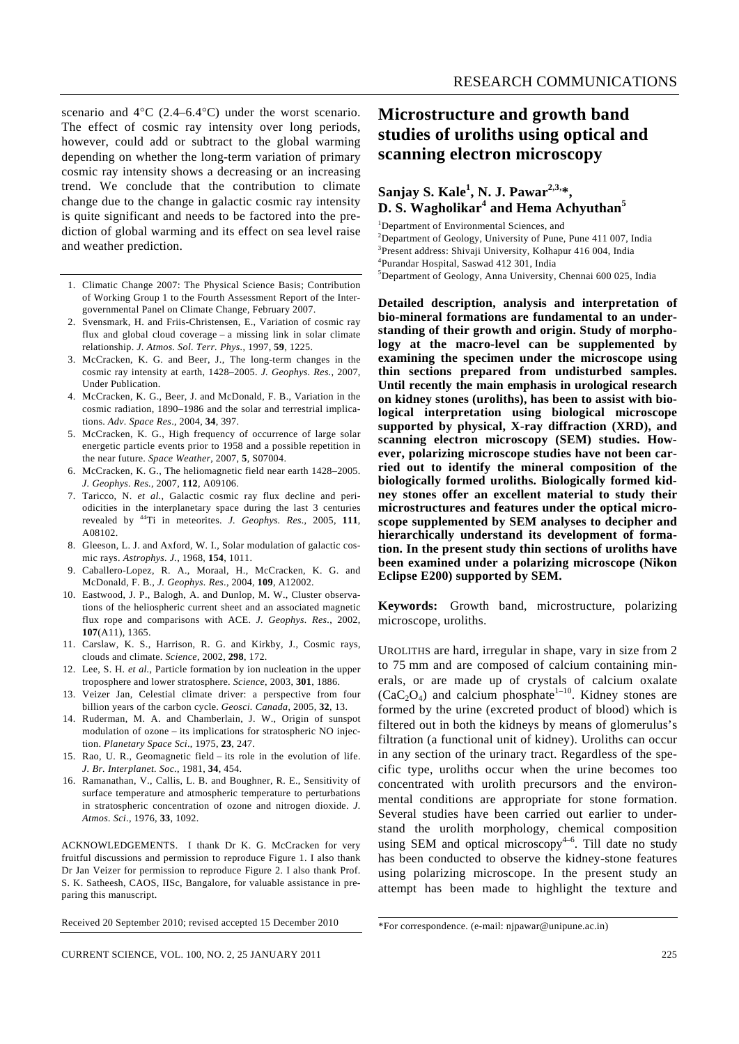scenario and 4°C (2.4–6.4°C) under the worst scenario. The effect of cosmic ray intensity over long periods, however, could add or subtract to the global warming depending on whether the long-term variation of primary cosmic ray intensity shows a decreasing or an increasing trend. We conclude that the contribution to climate change due to the change in galactic cosmic ray intensity is quite significant and needs to be factored into the prediction of global warming and its effect on sea level raise and weather prediction.

1. Climatic Change 2007: The Physical Science Basis; Contribution of Working Group 1 to the Fourth Assessment Report of the Intergovernmental Panel on Climate Change, February 2007.
2. Svensmark, H. and Friis-Christensen, E., Variation of cosmic ray flux and global cloud coverage – a missing link in solar climate relationship. *J. Atmos. Sol. Terr. Phys.*, 1997, **59**, 1225.
3. McCracken, K. G. and Beer, J., The long-term changes in the cosmic ray intensity at earth, 1428–2005. *J. Geophys. Res.*, 2007, Under Publication.
4. McCracken, K. G., Beer, J. and McDonald, F. B., Variation in the cosmic radiation, 1890–1986 and the solar and terrestrial implications. *Adv. Space Res*., 2004, **34**, 397.
5. McCracken, K. G., High frequency of occurrence of large solar energetic particle events prior to 1958 and a possible repetition in the near future. *Space Weather*, 2007, **5**, S07004.
6. McCracken, K. G., The heliomagnetic field near earth 1428–2005. *J. Geophys. Res.*, 2007, **112**, A09106.
7. Taricco, N. *et al.*, Galactic cosmic ray flux decline and periodicities in the interplanetary space during the last 3 centuries revealed by $^{44}$Ti in meteorites. *J. Geophys. Res.*, 2005, **111**, A08102.
8. Gleeson, L. J. and Axford, W. I., Solar modulation of galactic cosmic rays. *Astrophys. J.*, 1968, **154**, 1011.
9. Caballero-Lopez, R. A., Moraal, H., McCracken, K. G. and McDonald, F. B., *J. Geophys. Res*., 2004, **109**, A12002.
10. Eastwood, J. P., Balogh, A. and Dunlop, M. W., Cluster observations of the heliospheric current sheet and an associated magnetic flux rope and comparisons with ACE. *J. Geophys. Res*., 2002, **107**(A11), 1365.
11. Carslaw, K. S., Harrison, R. G. and Kirkby, J., Cosmic rays, clouds and climate. *Science*, 2002, **298**, 172.
12. Lee, S. H. *et al.*, Particle formation by ion nucleation in the upper troposphere and lower stratosphere. *Science*, 2003, **301**, 1886.
13. Veizer Jan, Celestial climate driver: a perspective from four billion years of the carbon cycle. *Geosci. Canada*, 2005, **32**, 13.
14. Ruderman, M. A. and Chamberlain, J. W., Origin of sunspot modulation of ozone – its implications for stratospheric NO injection. *Planetary Space Sci*., 1975, **23**, 247.
15. Rao, U. R., Geomagnetic field – its role in the evolution of life. *J. Br. Interplanet. Soc.*, 1981, **34**, 454.
16. Ramanathan, V., Callis, L. B. and Boughner, R. E., Sensitivity of surface temperature and atmospheric temperature to perturbations in stratospheric concentration of ozone and nitrogen dioxide. *J. Atmos. Sci*., 1976, **33**, 1092.

ACKNOWLEDGEMENTS. I thank Dr K. G. McCracken for very fruitful discussions and permission to reproduce Figure 1. I also thank Dr Jan Veizer for permission to reproduce Figure 2. I also thank Prof. S. K. Satheesh, CAOS, IISc, Bangalore, for valuable assistance in preparing this manuscript.

Received 20 September 2010; revised accepted 15 December 2010

# Microstructure and growth band studies of uroliths using optical and scanning electron microscopy

**Sanjay S. Kale[1], N. J. Pawar[2,3,*], D. S. Wagholikar[4] and Hema Achyuthan[5]**

[1]Department of Environmental Sciences, and
[2]Department of Geology, University of Pune, Pune 411 007, India
[3]Present address: Shivaji University, Kolhapur 416 004, India
[4]Purandar Hospital, Saswad 412 301, India
[5]Department of Geology, Anna University, Chennai 600 025, India

**Detailed description, analysis and interpretation of bio-mineral formations are fundamental to an understanding of their growth and origin. Study of morphology at the macro-level can be supplemented by examining the specimen under the microscope using thin sections prepared from undisturbed samples. Until recently the main emphasis in urological research on kidney stones (uroliths), has been to assist with biological interpretation using biological microscope supported by physical, X-ray diffraction (XRD), and scanning electron microscopy (SEM) studies. However, polarizing microscope studies have not been carried out to identify the mineral composition of the biologically formed uroliths. Biologically formed kidney stones offer an excellent material to study their microstructures and features under the optical microscope supplemented by SEM analyses to decipher and hierarchically understand its development of formation. In the present study thin sections of uroliths have been examined under a polarizing microscope (Nikon Eclipse E200) supported by SEM.**

**Keywords:** Growth band, microstructure, polarizing microscope, uroliths.

UROLITHS are hard, irregular in shape, vary in size from 2 to 75 mm and are composed of calcium containing minerals, or are made up of crystals of calcium oxalate ($CaC_2O_4$) and calcium phosphate[1–10]. Kidney stones are formed by the urine (excreted product of blood) which is filtered out in both the kidneys by means of glomerulus's filtration (a functional unit of kidney). Uroliths can occur in any section of the urinary tract. Regardless of the specific type, uroliths occur when the urine becomes too concentrated with urolith precursors and the environmental conditions are appropriate for stone formation. Several studies have been carried out earlier to understand the urolith morphology, chemical composition using SEM and optical microscopy[4–6]. Till date no study has been conducted to observe the kidney-stone features using polarizing microscope. In the present study an attempt has been made to highlight the texture and

*For correspondence. (e-mail: njpawar@unipune.ac.in)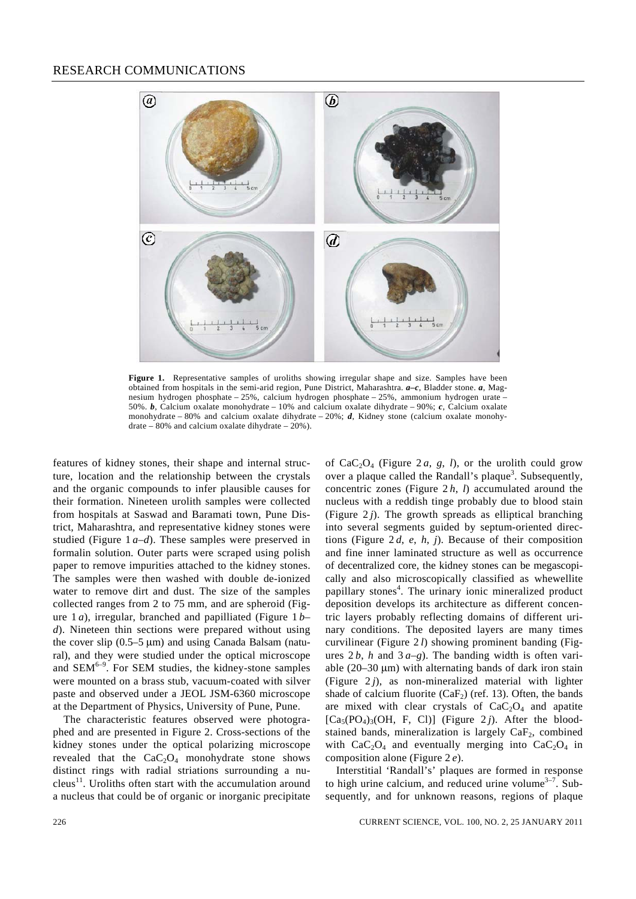**Figure 1.** Representative samples of uroliths showing irregular shape and size. Samples have been obtained from hospitals in the semi-arid region, Pune District, Maharashtra. ***a–c***, Bladder stone. ***a***, Magnesium hydrogen phosphate – 25%, calcium hydrogen phosphate – 25%, ammonium hydrogen urate – 50%. ***b***, Calcium oxalate monohydrate – 10% and calcium oxalate dihydrate – 90%; ***c***, Calcium oxalate monohydrate – 80% and calcium oxalate dihydrate – 20%; ***d***, Kidney stone (calcium oxalate monohydrate – 80% and calcium oxalate dihydrate – 20%).

features of kidney stones, their shape and internal structure, location and the relationship between the crystals and the organic compounds to infer plausible causes for their formation. Nineteen urolith samples were collected from hospitals at Saswad and Baramati town, Pune District, Maharashtra, and representative kidney stones were studied (Figure 1 *a–d*). These samples were preserved in formalin solution. Outer parts were scraped using polish paper to remove impurities attached to the kidney stones. The samples were then washed with double de-ionized water to remove dirt and dust. The size of the samples collected ranges from 2 to 75 mm, and are spheroid (Figure 1 *a*), irregular, branched and papilliated (Figure 1 *b–d*). Nineteen thin sections were prepared without using the cover slip (0.5–5 μm) and using Canada Balsam (natural), and they were studied under the optical microscope and SEM[6–9]. For SEM studies, the kidney-stone samples were mounted on a brass stub, vacuum-coated with silver paste and observed under a JEOL JSM-6360 microscope at the Department of Physics, University of Pune, Pune.

The characteristic features observed were photographed and are presented in Figure 2. Cross-sections of the kidney stones under the optical polarizing microscope revealed that the $CaC_2O_4$ monohydrate stone shows distinct rings with radial striations surrounding a nucleus[11]. Uroliths often start with the accumulation around a nucleus that could be of organic or inorganic precipitate of $CaC_2O_4$ (Figure 2 *a*, *g*, *l*), or the urolith could grow over a plaque called the Randall's plaque[3]. Subsequently, concentric zones (Figure 2 *h*, *l*) accumulated around the nucleus with a reddish tinge probably due to blood stain (Figure 2 *j*). The growth spreads as elliptical branching into several segments guided by septum-oriented directions (Figure 2 *d*, *e*, *h*, *j*). Because of their composition and fine inner laminated structure as well as occurrence of decentralized core, the kidney stones can be megascopically and also microscopically classified as whewellite papillary stones[4]. The urinary ionic mineralized product deposition develops its architecture as different concentric layers probably reflecting domains of different urinary conditions. The deposited layers are many times curvilinear (Figure 2 *l*) showing prominent banding (Figures 2 *b*, *h* and 3 *a–g*). The banding width is often variable (20–30 μm) with alternating bands of dark iron stain (Figure 2 *j*), as non-mineralized material with lighter shade of calcium fluorite ($CaF_2$) (ref. 13). Often, the bands are mixed with clear crystals of $CaC_2O_4$ and apatite $[Ca_5(PO_4)_3(OH, F, Cl)]$ (Figure 2 *j*). After the blood-stained bands, mineralization is largely $CaF_2$, combined with $CaC_2O_4$ and eventually merging into $CaC_2O_4$ in composition alone (Figure 2 *e*).

Interstitial 'Randall's' plaques are formed in response to high urine calcium, and reduced urine volume[3–7]. Subsequently, and for unknown reasons, regions of plaque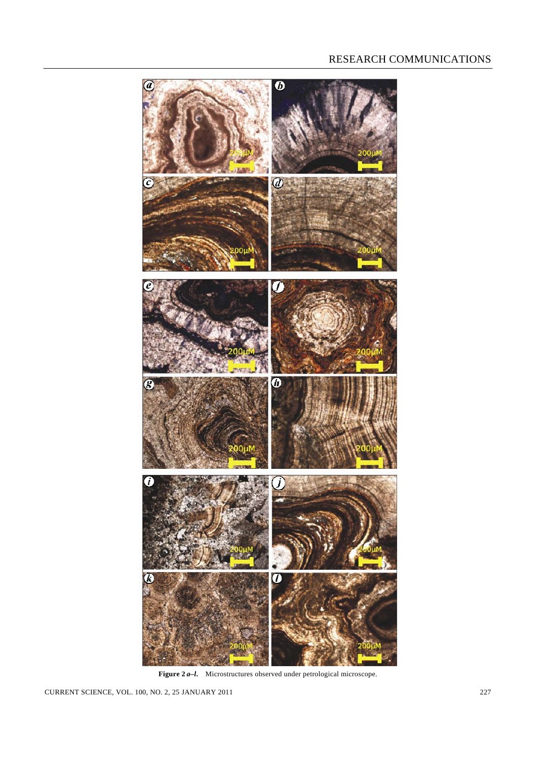**Figure 2 *a*–*l*.** Microstructures observed under petrological microscope.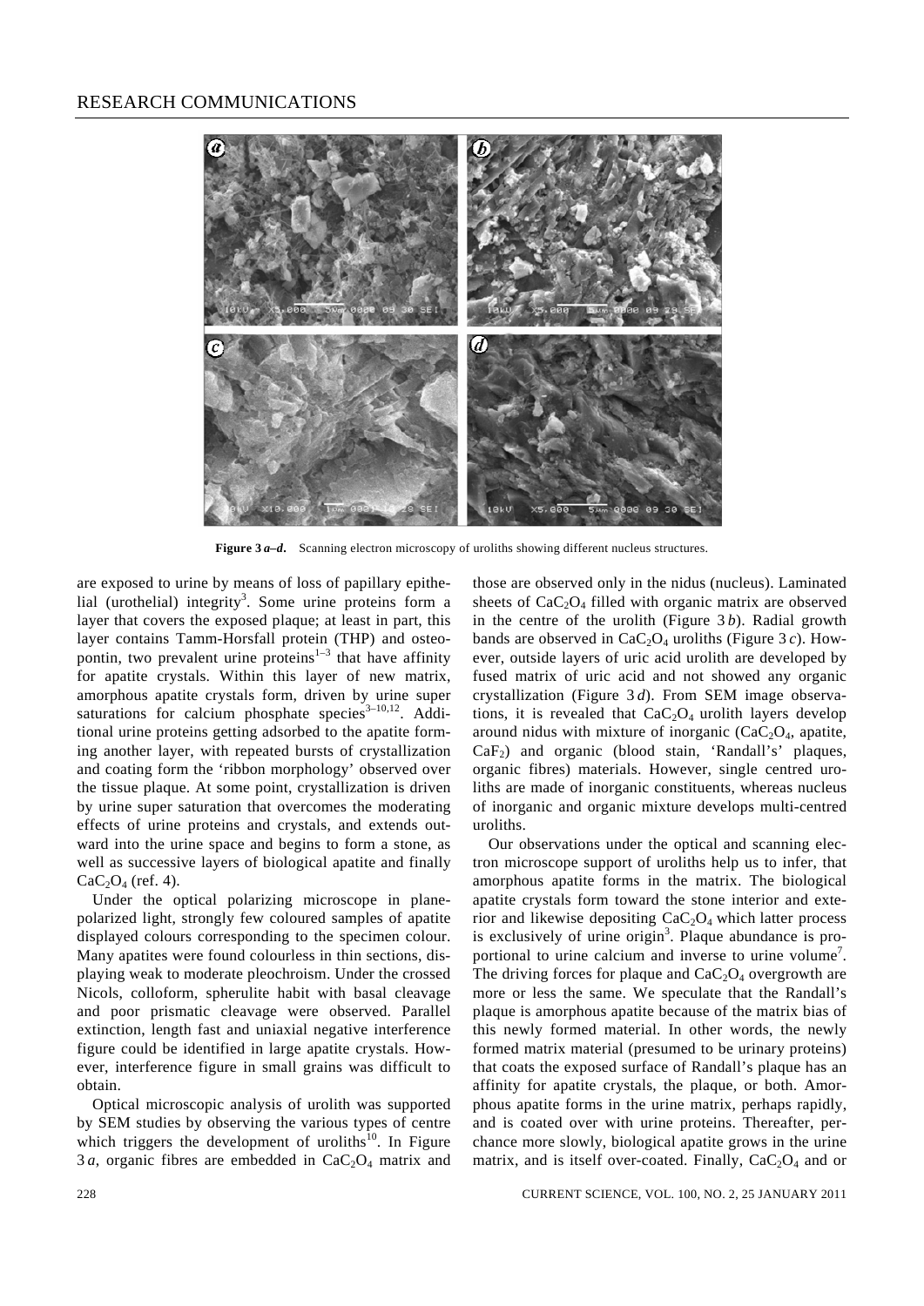**Figure 3 *a–d*.** Scanning electron microscopy of uroliths showing different nucleus structures.

are exposed to urine by means of loss of papillary epithelial (urothelial) integrity[3]. Some urine proteins form a layer that covers the exposed plaque; at least in part, this layer contains Tamm-Horsfall protein (THP) and osteopontin, two prevalent urine proteins[1–3] that have affinity for apatite crystals. Within this layer of new matrix, amorphous apatite crystals form, driven by urine super saturations for calcium phosphate species[3–10,12]. Additional urine proteins getting adsorbed to the apatite forming another layer, with repeated bursts of crystallization and coating form the 'ribbon morphology' observed over the tissue plaque. At some point, crystallization is driven by urine super saturation that overcomes the moderating effects of urine proteins and crystals, and extends outward into the urine space and begins to form a stone, as well as successive layers of biological apatite and finally $CaC_2O_4$ (ref. 4).

Under the optical polarizing microscope in plane-polarized light, strongly few coloured samples of apatite displayed colours corresponding to the specimen colour. Many apatites were found colourless in thin sections, displaying weak to moderate pleochroism. Under the crossed Nicols, colloform, spherulite habit with basal cleavage and poor prismatic cleavage were observed. Parallel extinction, length fast and uniaxial negative interference figure could be identified in large apatite crystals. However, interference figure in small grains was difficult to obtain.

Optical microscopic analysis of urolith was supported by SEM studies by observing the various types of centre which triggers the development of uroliths[10]. In Figure 3 *a*, organic fibres are embedded in $CaC_2O_4$ matrix and those are observed only in the nidus (nucleus). Laminated sheets of $CaC_2O_4$ filled with organic matrix are observed in the centre of the urolith (Figure 3 *b*). Radial growth bands are observed in $CaC_2O_4$ uroliths (Figure 3 *c*). However, outside layers of uric acid urolith are developed by fused matrix of uric acid and not showed any organic crystallization (Figure 3 *d*). From SEM image observations, it is revealed that $CaC_2O_4$ urolith layers develop around nidus with mixture of inorganic ($CaC_2O_4$, apatite, $CaF_2$) and organic (blood stain, 'Randall's' plaques, organic fibres) materials. However, single centred uroliths are made of inorganic constituents, whereas nucleus of inorganic and organic mixture develops multi-centred uroliths.

Our observations under the optical and scanning electron microscope support of uroliths help us to infer, that amorphous apatite forms in the matrix. The biological apatite crystals form toward the stone interior and exterior and likewise depositing $CaC_2O_4$ which latter process is exclusively of urine origin[3]. Plaque abundance is proportional to urine calcium and inverse to urine volume[7]. The driving forces for plaque and $CaC_2O_4$ overgrowth are more or less the same. We speculate that the Randall's plaque is amorphous apatite because of the matrix bias of this newly formed matrix material. In other words, the newly formed matrix material (presumed to be urinary proteins) that coats the exposed surface of Randall's plaque has an affinity for apatite crystals, the plaque, or both. Amorphous apatite forms in the urine matrix, perhaps rapidly, and is coated over with urine proteins. Thereafter, perchance more slowly, biological apatite grows in the urine matrix, and is itself over-coated. Finally, $CaC_2O_4$ and or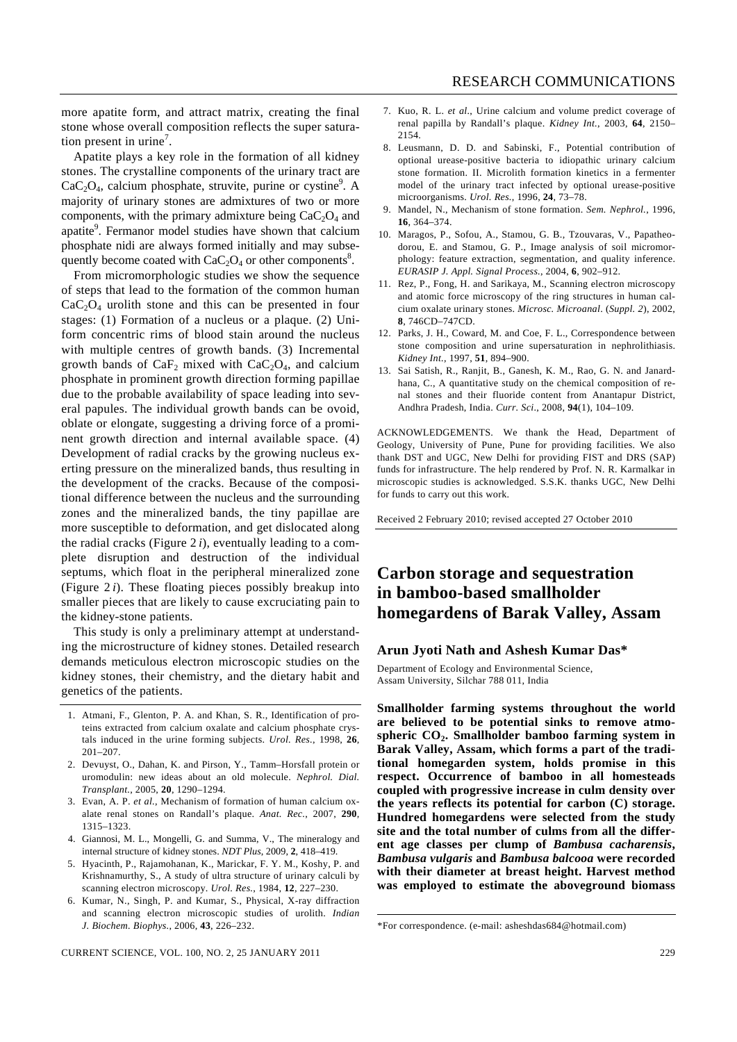more apatite form, and attract matrix, creating the final stone whose overall composition reflects the super saturation present in urine[7].

Apatite plays a key role in the formation of all kidney stones. The crystalline components of the urinary tract are $CaC_2O_4$, calcium phosphate, struvite, purine or cystine[9]. A majority of urinary stones are admixtures of two or more components, with the primary admixture being $CaC_2O_4$ and apatite[9]. Fermanor model studies have shown that calcium phosphate nidi are always formed initially and may subsequently become coated with $CaC_2O_4$ or other components[8].

From micromorphologic studies we show the sequence of steps that lead to the formation of the common human $CaC_2O_4$ urolith stone and this can be presented in four stages: (1) Formation of a nucleus or a plaque. (2) Uniform concentric rims of blood stain around the nucleus with multiple centres of growth bands. (3) Incremental growth bands of $CaF_2$ mixed with $CaC_2O_4$, and calcium phosphate in prominent growth direction forming papillae due to the probable availability of space leading into several papules. The individual growth bands can be ovoid, oblate or elongate, suggesting a driving force of a prominent growth direction and internal available space. (4) Development of radial cracks by the growing nucleus exerting pressure on the mineralized bands, thus resulting in the development of the cracks. Because of the compositional difference between the nucleus and the surrounding zones and the mineralized bands, the tiny papillae are more susceptible to deformation, and get dislocated along the radial cracks (Figure 2 *i*), eventually leading to a complete disruption and destruction of the individual septums, which float in the peripheral mineralized zone (Figure 2 *i*). These floating pieces possibly breakup into smaller pieces that are likely to cause excruciating pain to the kidney-stone patients.

This study is only a preliminary attempt at understanding the microstructure of kidney stones. Detailed research demands meticulous electron microscopic studies on the kidney stones, their chemistry, and the dietary habit and genetics of the patients.

1. Atmani, F., Glenton, P. A. and Khan, S. R., Identification of proteins extracted from calcium oxalate and calcium phosphate crystals induced in the urine forming subjects. *Urol. Res.*, 1998, **26**, 201–207.
2. Devuyst, O., Dahan, K. and Pirson, Y., Tamm–Horsfall protein or uromodulin: new ideas about an old molecule. *Nephrol. Dial. Transplant.*, 2005, **20**, 1290–1294.
3. Evan, A. P. *et al.*, Mechanism of formation of human calcium oxalate renal stones on Randall's plaque. *Anat. Rec.*, 2007, **290**, 1315–1323.
4. Giannosi, M. L., Mongelli, G. and Summa, V., The mineralogy and internal structure of kidney stones. *NDT Plus*, 2009, **2**, 418–419.
5. Hyacinth, P., Rajamohanan, K., Marickar, F. Y. M., Koshy, P. and Krishnamurthy, S., A study of ultra structure of urinary calculi by scanning electron microscopy. *Urol. Res.*, 1984, **12**, 227–230.
6. Kumar, N., Singh, P. and Kumar, S., Physical, X-ray diffraction and scanning electron microscopic studies of urolith. *Indian J. Biochem. Biophys.*, 2006, **43**, 226–232.
7. Kuo, R. L. *et al.*, Urine calcium and volume predict coverage of renal papilla by Randall's plaque. *Kidney Int.*, 2003, **64**, 2150–2154.
8. Leusmann, D. D. and Sabinski, F., Potential contribution of optional urease-positive bacteria to idiopathic urinary calcium stone formation. II. Microlith formation kinetics in a fermenter model of the urinary tract infected by optional urease-positive microorganisms. *Urol. Res.*, 1996, **24**, 73–78.
9. Mandel, N., Mechanism of stone formation. *Sem. Nephrol.*, 1996, **16**, 364–374.
10. Maragos, P., Sofou, A., Stamou, G. B., Tzouvaras, V., Papatheodorou, E. and Stamou, G. P., Image analysis of soil micromorphology: feature extraction, segmentation, and quality inference. *EURASIP J. Appl. Signal Process.*, 2004, **6**, 902–912.
11. Rez, P., Fong, H. and Sarikaya, M., Scanning electron microscopy and atomic force microscopy of the ring structures in human calcium oxalate urinary stones. *Microsc. Microanal.* (*Suppl. 2*), 2002, **8**, 746CD–747CD.
12. Parks, J. H., Coward, M. and Coe, F. L., Correspondence between stone composition and urine supersaturation in nephrolithiasis. *Kidney Int.*, 1997, **51**, 894–900.
13. Sai Satish, R., Ranjit, B., Ganesh, K. M., Rao, G. N. and Janardhana, C., A quantitative study on the chemical composition of renal stones and their fluoride content from Anantapur District, Andhra Pradesh, India. *Curr. Sci*., 2008, **94**(1), 104–109.

ACKNOWLEDGEMENTS. We thank the Head, Department of Geology, University of Pune, Pune for providing facilities. We also thank DST and UGC, New Delhi for providing FIST and DRS (SAP) funds for infrastructure. The help rendered by Prof. N. R. Karmalkar in microscopic studies is acknowledged. S.S.K. thanks UGC, New Delhi for funds to carry out this work.

Received 2 February 2010; revised accepted 27 October 2010

# Carbon storage and sequestration in bamboo-based smallholder homegardens of Barak Valley, Assam

### Arun Jyoti Nath and Ashesh Kumar Das*

Department of Ecology and Environmental Science, Assam University, Silchar 788 011, India

**Smallholder farming systems throughout the world are believed to be potential sinks to remove atmospheric $CO_2$. Smallholder bamboo farming system in Barak Valley, Assam, which forms a part of the traditional homegarden system, holds promise in this respect. Occurrence of bamboo in all homesteads coupled with progressive increase in culm density over the years reflects its potential for carbon (C) storage. Hundred homegardens were selected from the study site and the total number of culms from all the different age classes per clump of *Bambusa cacharensis*, *Bambusa vulgaris* and *Bambusa balcooa* were recorded with their diameter at breast height. Harvest method was employed to estimate the aboveground biomass**

*For correspondence. (e-mail: asheshdas684@hotmail.com)